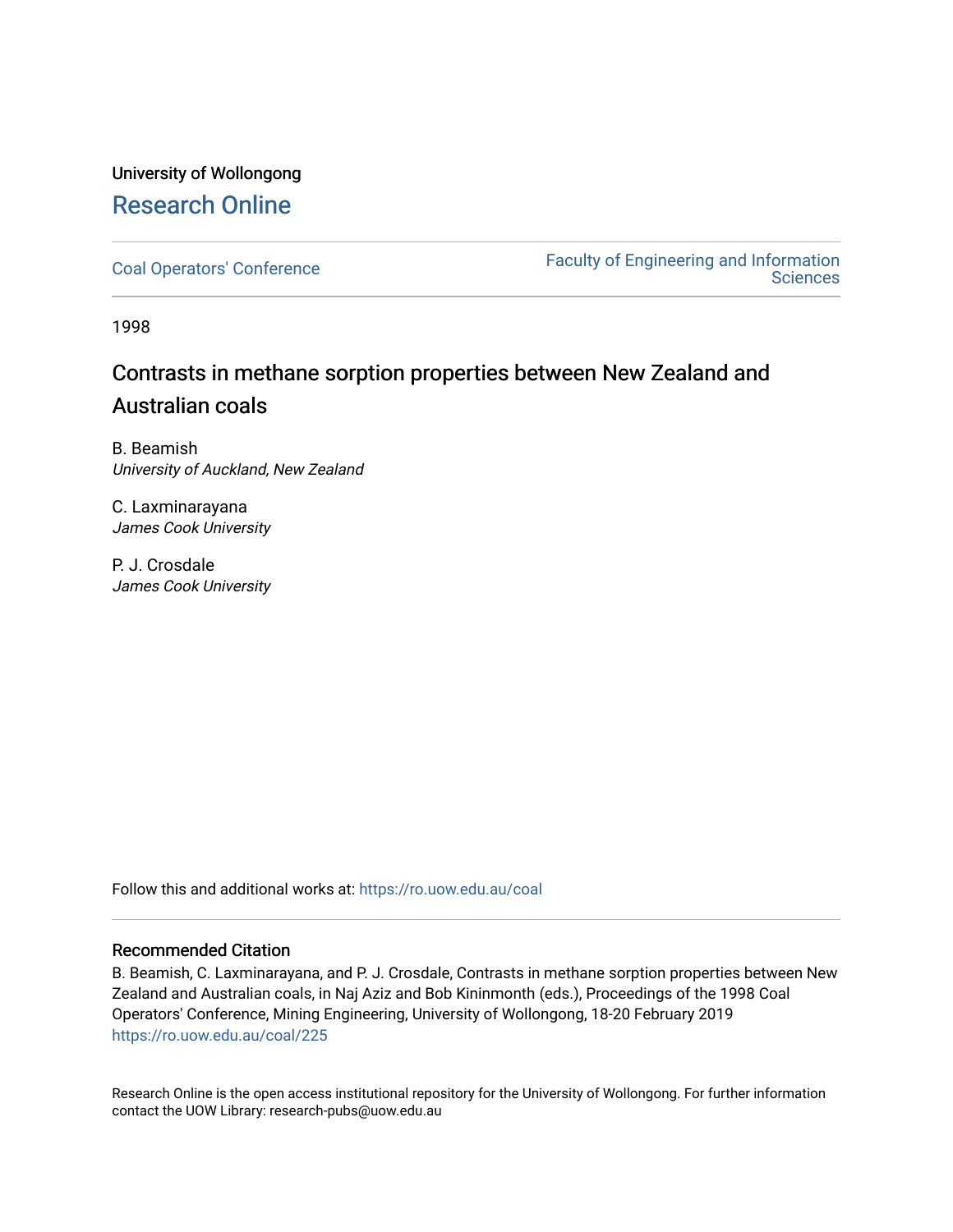University of Wollongong

# Research Online

Coal Operators' Conference

Faculty of Engineering and Information Sciences

1998

## Contrasts in methane sorption properties between New Zealand and Australian coals

B. Beamish
*University of Auckland, New Zealand*

C. Laxminarayana
*James Cook University*

P. J. Crosdale
*James Cook University*

Follow this and additional works at: https://ro.uow.edu.au/coal

### Recommended Citation

B. Beamish, C. Laxminarayana, and P. J. Crosdale, Contrasts in methane sorption properties between New Zealand and Australian coals, in Naj Aziz and Bob Kininmonth (eds.), Proceedings of the 1998 Coal Operators' Conference, Mining Engineering, University of Wollongong, 18-20 February 2019
https://ro.uow.edu.au/coal/225

Research Online is the open access institutional repository for the University of Wollongong. For further information contact the UOW Library: research-pubs@uow.edu.au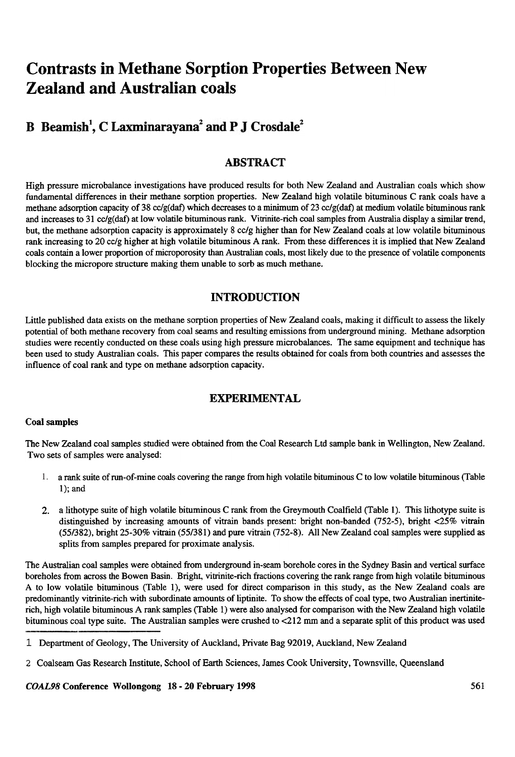# Contrasts in Methane Sorption Properties Between New Zealand and Australian coals

## B Beamish[1], C Laxminarayana[2] and P J Crosdale[2]

## ABSTRACT

High pressure microbalance investigations have produced results for both New Zealand and Australian coals which show fundamental differences in their methane sorption properties. New Zealand high volatile bituminous C rank coals have a methane adsorption capacity of 38 cc/g(daf) which decreases to a minimum of 23 cc/g(daf) at medium volatile bituminous rank and increases to 31 cc/g(daf) at low volatile bituminous rank. Vitrinite-rich coal samples from Australia display a similar trend, but, the methane adsorption capacity is approximately 8 cc/g higher than for New Zealand coals at low volatile bituminous rank increasing to 20 cc/g higher at high volatile bituminous A rank. From these differences it is implied that New Zealand coals contain a lower proportion of microporosity than Australian coals, most likely due to the presence of volatile components blocking the micropore structure making them unable to sorb as much methane.

## INTRODUCTION

Little published data exists on the methane sorption properties of New Zealand coals, making it difficult to assess the likely potential of both methane recovery from coal seams and resulting emissions from underground mining. Methane adsorption studies were recently conducted on these coals using high pressure microbalances. The same equipment and technique has been used to study Australian coals. This paper compares the results obtained for coals from both countries and assesses the influence of coal rank and type on methane adsorption capacity.

## EXPERIMENTAL

### Coal samples

The New Zealand coal samples studied were obtained from the Coal Research Ltd sample bank in Wellington, New Zealand. Two sets of samples were analysed:

1. a rank suite of run-of-mine coals covering the range from high volatile bituminous C to low volatile bituminous (Table 1); and
2. a lithotype suite of high volatile bituminous C rank from the Greymouth Coalfield (Table 1). This lithotype suite is distinguished by increasing amounts of vitrain bands present: bright non-banded (752-5), bright <25% vitrain (55/382), bright 25-30% vitrain (55/381) and pure vitrain (752-8). All New Zealand coal samples were supplied as splits from samples prepared for proximate analysis.

The Australian coal samples were obtained from underground in-seam borehole cores in the Sydney Basin and vertical surface boreholes from across the Bowen Basin. Bright, vitrinite-rich fractions covering the rank range from high volatile bituminous A to low volatile bituminous (Table 1), were used for direct comparison in this study, as the New Zealand coals are predominantly vitrinite-rich with subordinate amounts of liptinite. To show the effects of coal type, two Australian inertinite-rich, high volatile bituminous A rank samples (Table 1) were also analysed for comparison with the New Zealand high volatile bituminous coal type suite. The Australian samples were crushed to <212 mm and a separate split of this product was used

1 Department of Geology, The University of Auckland, Private Bag 92019, Auckland, New Zealand

2 Coalseam Gas Research Institute, School of Earth Sciences, James Cook University, Townsville, Queensland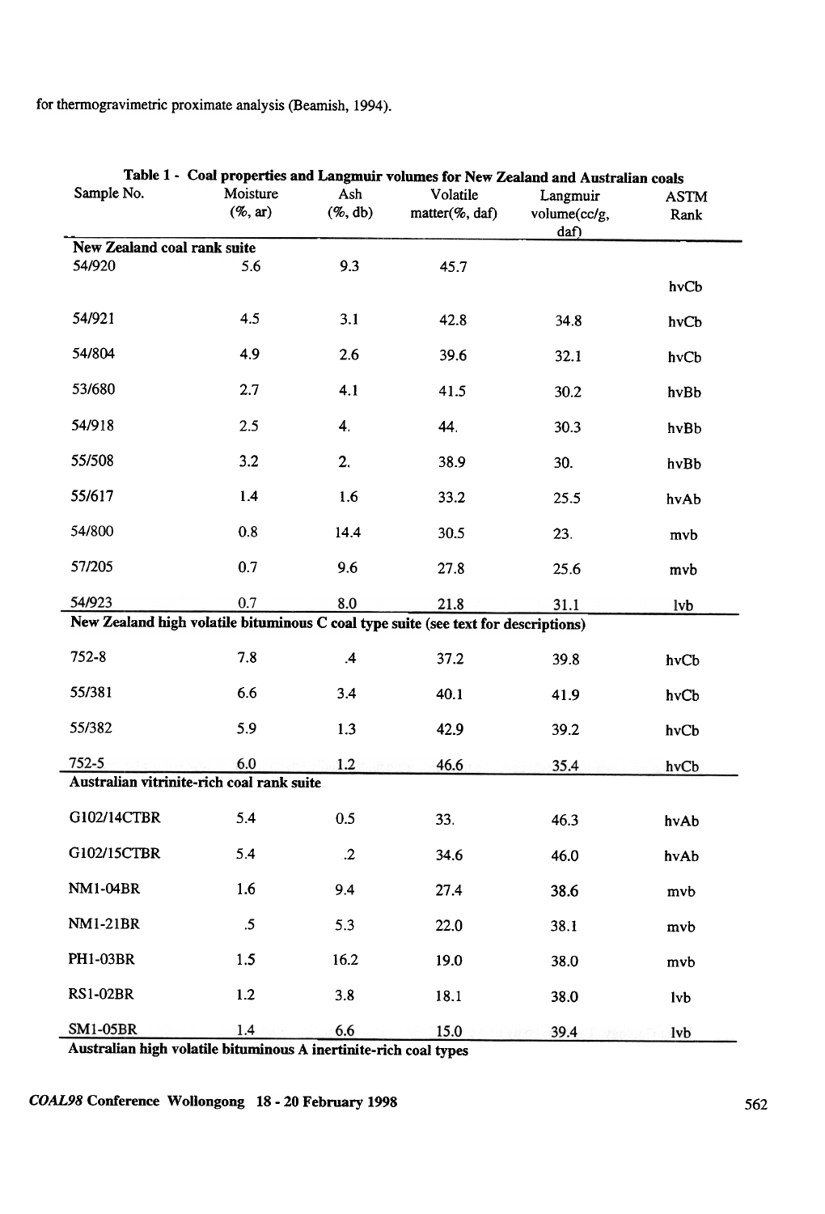for thermogravimetric proximate analysis (Beamish, 1994).

**Table 1 - Coal properties and Langmuir volumes for New Zealand and Australian coals**

| Sample No. | Moisture (%, ar) | Ash (%, db) | Volatile matter(%, daf) | Langmuir volume(cc/g, daf) | ASTM Rank |
|---|---|---|---|---|---|
| **New Zealand coal rank suite** | | | | | |
| 54/920 | 5.6 | 9.3 | 45.7 | | hvCb |
| 54/921 | 4.5 | 3.1 | 42.8 | 34.8 | hvCb |
| 54/804 | 4.9 | 2.6 | 39.6 | 32.1 | hvCb |
| 53/680 | 2.7 | 4.1 | 41.5 | 30.2 | hvBb |
| 54/918 | 2.5 | 4. | 44. | 30.3 | hvBb |
| 55/508 | 3.2 | 2. | 38.9 | 30. | hvBb |
| 55/617 | 1.4 | 1.6 | 33.2 | 25.5 | hvAb |
| 54/800 | 0.8 | 14.4 | 30.5 | 23. | mvb |
| 57/205 | 0.7 | 9.6 | 27.8 | 25.6 | mvb |
| 54/923 | 0.7 | 8.0 | 21.8 | 31.1 | lvb |
| **New Zealand high volatile bituminous C coal type suite (see text for descriptions)** | | | | | |
| 752-8 | 7.8 | .4 | 37.2 | 39.8 | hvCb |
| 55/381 | 6.6 | 3.4 | 40.1 | 41.9 | hvCb |
| 55/382 | 5.9 | 1.3 | 42.9 | 39.2 | hvCb |
| 752-5 | 6.0 | 1.2 | 46.6 | 35.4 | hvCb |
| **Australian vitrinite-rich coal rank suite** | | | | | |
| G102/14CTBR | 5.4 | 0.5 | 33. | 46.3 | hvAb |
| G102/15CTBR | 5.4 | .2 | 34.6 | 46.0 | hvAb |
| NM1-04BR | 1.6 | 9.4 | 27.4 | 38.6 | mvb |
| NM1-21BR | .5 | 5.3 | 22.0 | 38.1 | mvb |
| PH1-03BR | 1.5 | 16.2 | 19.0 | 38.0 | mvb |
| RS1-02BR | 1.2 | 3.8 | 18.1 | 38.0 | lvb |
| SM1-05BR | 1.4 | 6.6 | 15.0 | 39.4 | lvb |
| **Australian high volatile bituminous A inertinite-rich coal types** | | | | | |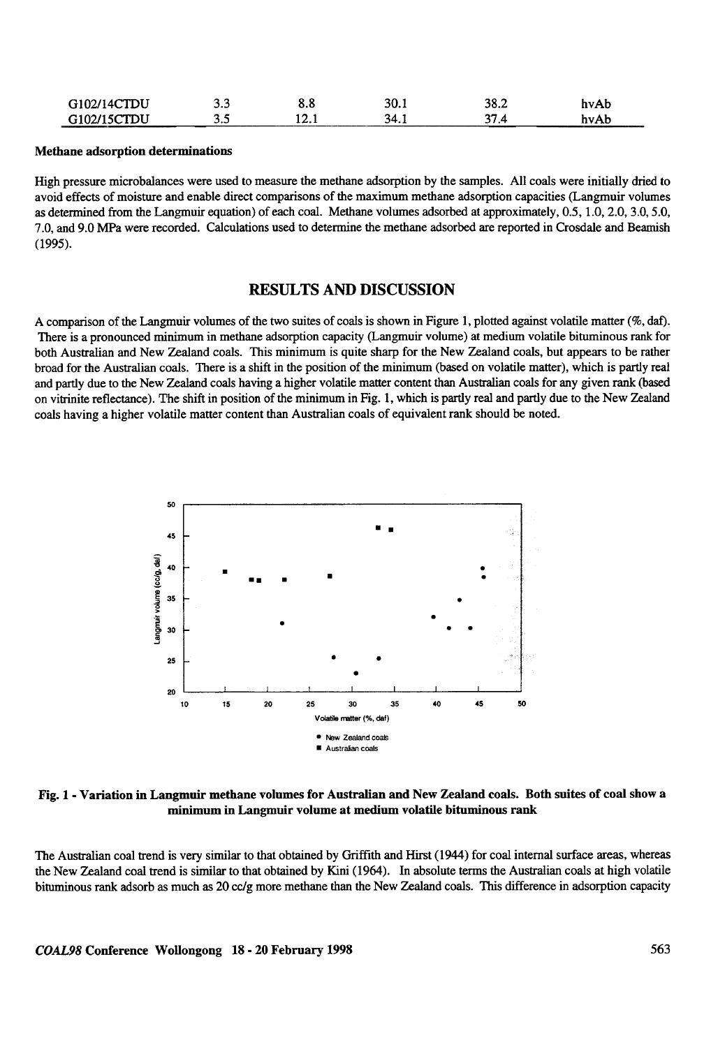| G102/14CTDU | 3.3 | 8.8 | 30.1 | 38.2 | hvAb |
|---|---|---|---|---|---|
| G102/15CTDU | 3.5 | 12.1 | 34.1 | 37.4 | hvAb |

**Methane adsorption determinations**

High pressure microbalances were used to measure the methane adsorption by the samples. All coals were initially dried to avoid effects of moisture and enable direct comparisons of the maximum methane adsorption capacities (Langmuir volumes as determined from the Langmuir equation) of each coal. Methane volumes adsorbed at approximately, 0.5, 1.0, 2.0, 3.0, 5.0, 7.0, and 9.0 MPa were recorded. Calculations used to determine the methane adsorbed are reported in Crosdale and Beamish (1995).

## RESULTS AND DISCUSSION

A comparison of the Langmuir volumes of the two suites of coals is shown in Figure 1, plotted against volatile matter (%, daf). There is a pronounced minimum in methane adsorption capacity (Langmuir volume) at medium volatile bituminous rank for both Australian and New Zealand coals. This minimum is quite sharp for the New Zealand coals, but appears to be rather broad for the Australian coals. There is a shift in the position of the minimum (based on volatile matter), which is partly real and partly due to the New Zealand coals having a higher volatile matter content than Australian coals for any given rank (based on vitrinite reflectance). The shift in position of the minimum in Fig. 1, which is partly real and partly due to the New Zealand coals having a higher volatile matter content than Australian coals of equivalent rank should be noted.

**Fig. 1 - Variation in Langmuir methane volumes for Australian and New Zealand coals. Both suites of coal show a minimum in Langmuir volume at medium volatile bituminous rank**

The Australian coal trend is very similar to that obtained by Griffith and Hirst (1944) for coal internal surface areas, whereas the New Zealand coal trend is similar to that obtained by Kini (1964). In absolute terms the Australian coals at high volatile bituminous rank adsorb as much as 20 cc/g more methane than the New Zealand coals. This difference in adsorption capacity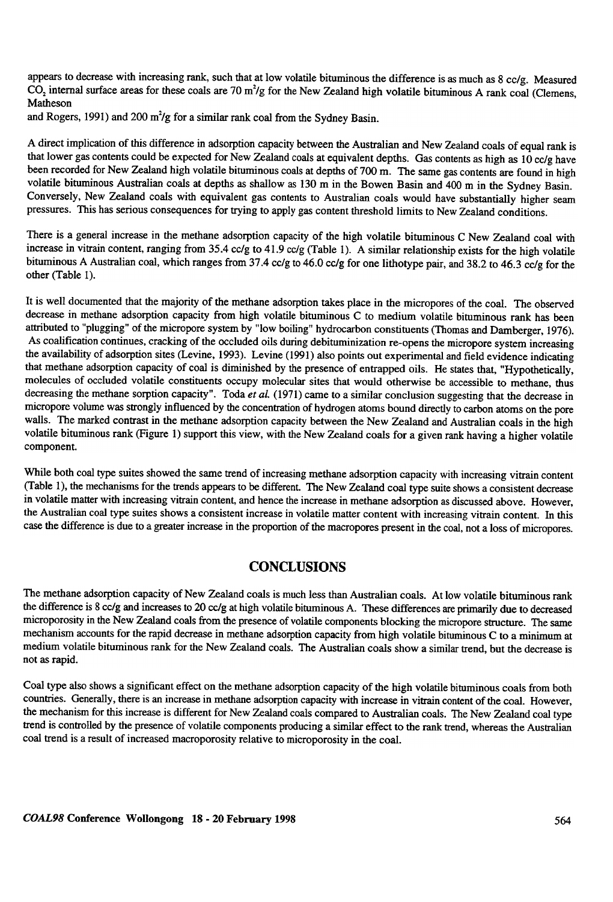appears to decrease with increasing rank, such that at low volatile bituminous the difference is as much as 8 cc/g. Measured $CO_2$ internal surface areas for these coals are 70 $m^2/g$ for the New Zealand high volatile bituminous A rank coal (Clemens, Matheson and Rogers, 1991) and 200 $m^2/g$ for a similar rank coal from the Sydney Basin.

A direct implication of this difference in adsorption capacity between the Australian and New Zealand coals of equal rank is that lower gas contents could be expected for New Zealand coals at equivalent depths. Gas contents as high as 10 cc/g have been recorded for New Zealand high volatile bituminous coals at depths of 700 m. The same gas contents are found in high volatile bituminous Australian coals at depths as shallow as 130 m in the Bowen Basin and 400 m in the Sydney Basin. Conversely, New Zealand coals with equivalent gas contents to Australian coals would have substantially higher seam pressures. This has serious consequences for trying to apply gas content threshold limits to New Zealand conditions.

There is a general increase in the methane adsorption capacity of the high volatile bituminous C New Zealand coal with increase in vitrain content, ranging from 35.4 cc/g to 41.9 cc/g (Table 1). A similar relationship exists for the high volatile bituminous A Australian coal, which ranges from 37.4 cc/g to 46.0 cc/g for one lithotype pair, and 38.2 to 46.3 cc/g for the other (Table 1).

It is well documented that the majority of the methane adsorption takes place in the micropores of the coal. The observed decrease in methane adsorption capacity from high volatile bituminous C to medium volatile bituminous rank has been attributed to "plugging" of the micropore system by "low boiling" hydrocarbon constituents (Thomas and Damberger, 1976). As coalification continues, cracking of the occluded oils during debituminization re-opens the micropore system increasing the availability of adsorption sites (Levine, 1993). Levine (1991) also points out experimental and field evidence indicating that methane adsorption capacity of coal is diminished by the presence of entrapped oils. He states that, "Hypothetically, molecules of occluded volatile constituents occupy molecular sites that would otherwise be accessible to methane, thus decreasing the methane sorption capacity". Toda *et al.* (1971) came to a similar conclusion suggesting that the decrease in micropore volume was strongly influenced by the concentration of hydrogen atoms bound directly to carbon atoms on the pore walls. The marked contrast in the methane adsorption capacity between the New Zealand and Australian coals in the high volatile bituminous rank (Figure 1) support this view, with the New Zealand coals for a given rank having a higher volatile component.

While both coal type suites showed the same trend of increasing methane adsorption capacity with increasing vitrain content (Table 1), the mechanisms for the trends appears to be different. The New Zealand coal type suite shows a consistent decrease in volatile matter with increasing vitrain content, and hence the increase in methane adsorption as discussed above. However, the Australian coal type suites shows a consistent increase in volatile matter content with increasing vitrain content. In this case the difference is due to a greater increase in the proportion of the macropores present in the coal, not a loss of micropores.

## CONCLUSIONS

The methane adsorption capacity of New Zealand coals is much less than Australian coals. At low volatile bituminous rank the difference is 8 cc/g and increases to 20 cc/g at high volatile bituminous A. These differences are primarily due to decreased microporosity in the New Zealand coals from the presence of volatile components blocking the micropore structure. The same mechanism accounts for the rapid decrease in methane adsorption capacity from high volatile bituminous C to a minimum at medium volatile bituminous rank for the New Zealand coals. The Australian coals show a similar trend, but the decrease is not as rapid.

Coal type also shows a significant effect on the methane adsorption capacity of the high volatile bituminous coals from both countries. Generally, there is an increase in methane adsorption capacity with increase in vitrain content of the coal. However, the mechanism for this increase is different for New Zealand coals compared to Australian coals. The New Zealand coal type trend is controlled by the presence of volatile components producing a similar effect to the rank trend, whereas the Australian coal trend is a result of increased macroporosity relative to microporosity in the coal.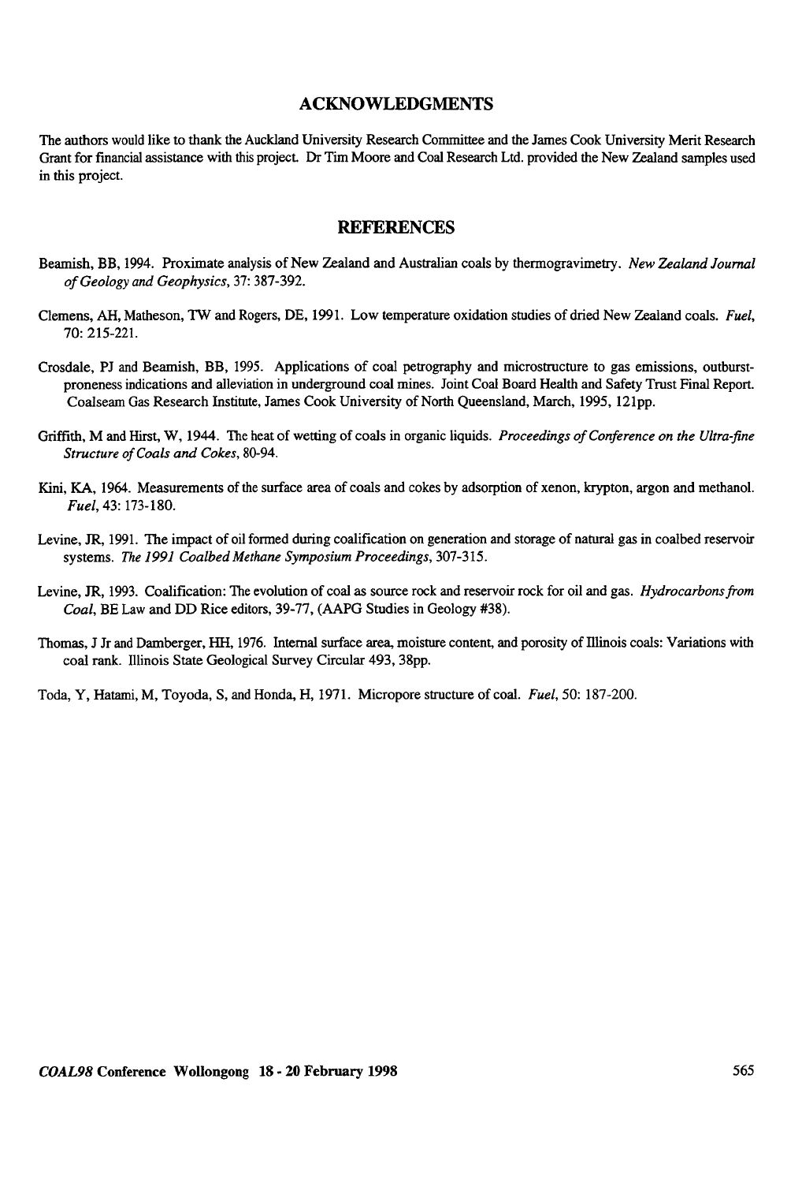## ACKNOWLEDGMENTS

The authors would like to thank the Auckland University Research Committee and the James Cook University Merit Research Grant for financial assistance with this project. Dr Tim Moore and Coal Research Ltd. provided the New Zealand samples used in this project.

## REFERENCES

Beamish, BB, 1994. Proximate analysis of New Zealand and Australian coals by thermogravimetry. *New Zealand Journal of Geology and Geophysics*, 37: 387-392.

Clemens, AH, Matheson, TW and Rogers, DE, 1991. Low temperature oxidation studies of dried New Zealand coals. *Fuel*, 70: 215-221.

Crosdale, PJ and Beamish, BB, 1995. Applications of coal petrography and microstructure to gas emissions, outburst-proneness indications and alleviation in underground coal mines. Joint Coal Board Health and Safety Trust Final Report. Coalseam Gas Research Institute, James Cook University of North Queensland, March, 1995, 121pp.

Griffith, M and Hirst, W, 1944. The heat of wetting of coals in organic liquids. *Proceedings of Conference on the Ultra-fine Structure of Coals and Cokes*, 80-94.

Kini, KA, 1964. Measurements of the surface area of coals and cokes by adsorption of xenon, krypton, argon and methanol. *Fuel*, 43: 173-180.

Levine, JR, 1991. The impact of oil formed during coalification on generation and storage of natural gas in coalbed reservoir systems. *The 1991 Coalbed Methane Symposium Proceedings*, 307-315.

Levine, JR, 1993. Coalification: The evolution of coal as source rock and reservoir rock for oil and gas. *Hydrocarbons from Coal*, BE Law and DD Rice editors, 39-77, (AAPG Studies in Geology #38).

Thomas, J Jr and Damberger, HH, 1976. Internal surface area, moisture content, and porosity of Illinois coals: Variations with coal rank. Illinois State Geological Survey Circular 493, 38pp.

Toda, Y, Hatami, M, Toyoda, S, and Honda, H, 1971. Micropore structure of coal. *Fuel*, 50: 187-200.